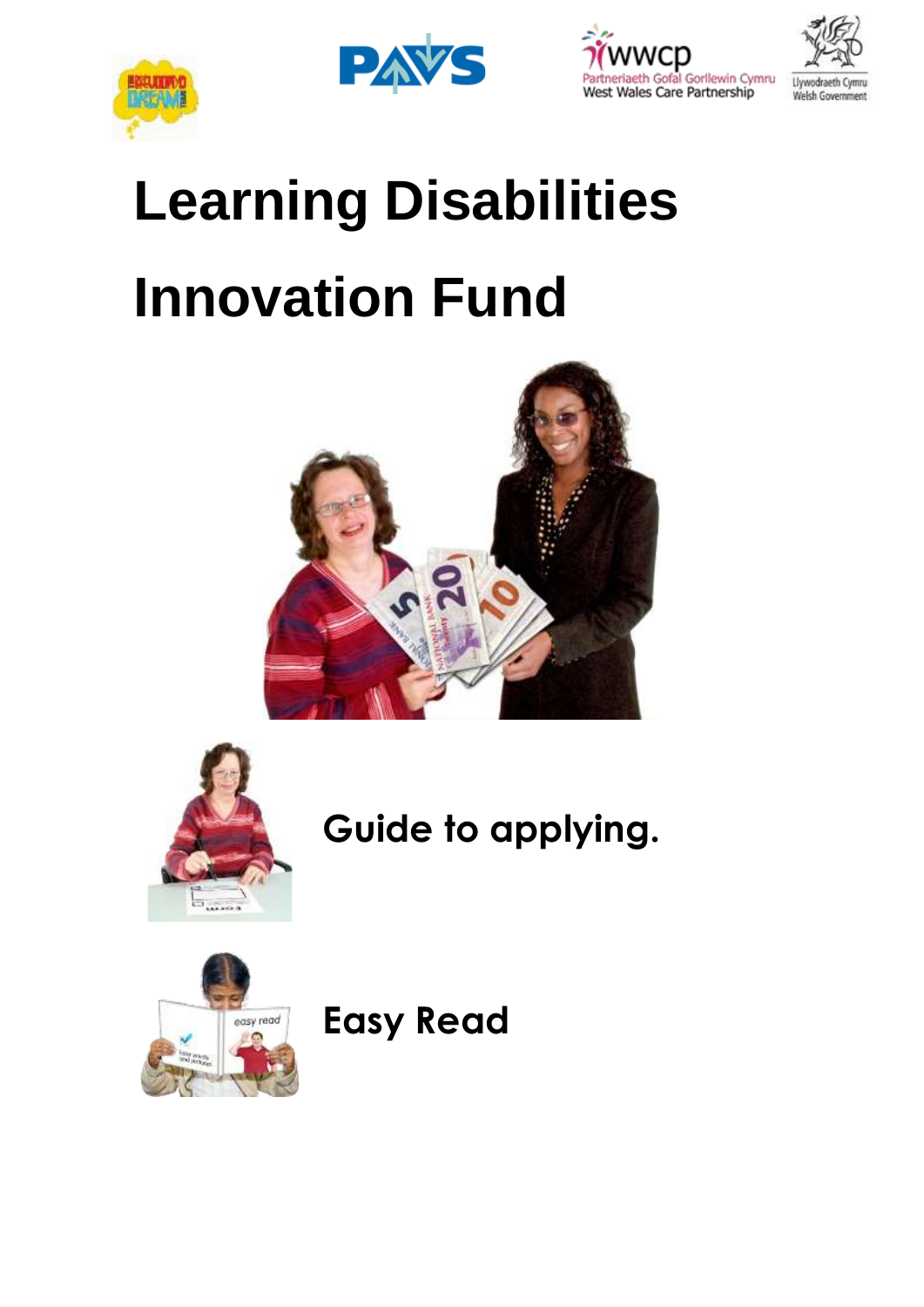# Learning Disabilities Innovation Fund

Guide to applying.

Easy Read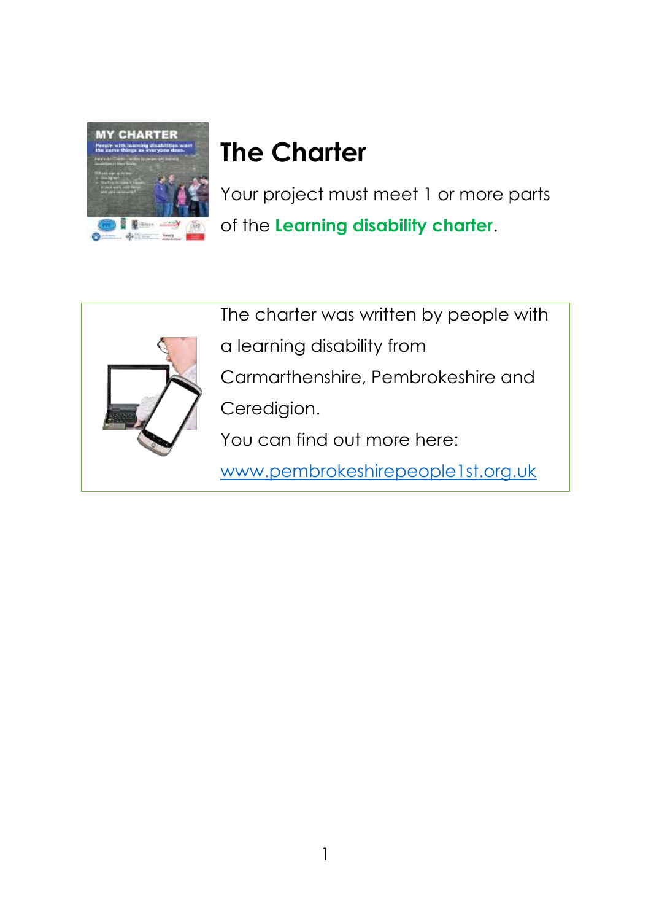# The Charter

Your project must meet 1 or more parts of the **Learning disability charter**.

The charter was written by people with a learning disability from Carmarthenshire, Pembrokeshire and Ceredigion.

You can find out more here:

www.pembrokeshirepeople1st.org.uk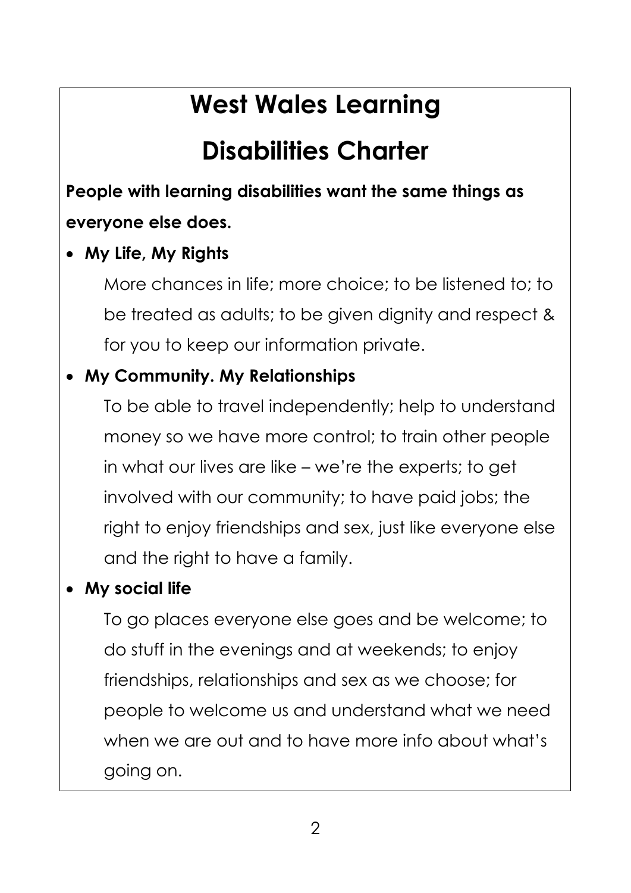# West Wales Learning Disabilities Charter

**People with learning disabilities want the same things as everyone else does.**

- **My Life, My Rights**

  More chances in life; more choice; to be listened to; to be treated as adults; to be given dignity and respect & for you to keep our information private.

- **My Community. My Relationships**

  To be able to travel independently; help to understand money so we have more control; to train other people in what our lives are like – we're the experts; to get involved with our community; to have paid jobs; the right to enjoy friendships and sex, just like everyone else and the right to have a family.

- **My social life**

  To go places everyone else goes and be welcome; to do stuff in the evenings and at weekends; to enjoy friendships, relationships and sex as we choose; for people to welcome us and understand what we need when we are out and to have more info about what's going on.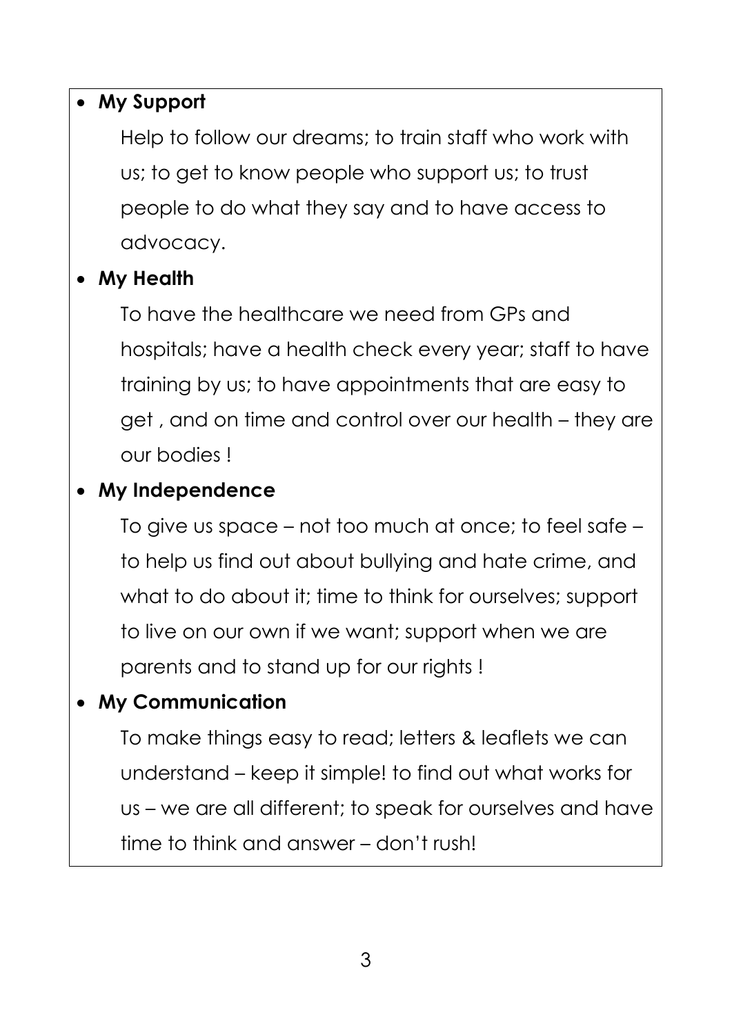- **My Support**

  Help to follow our dreams; to train staff who work with us; to get to know people who support us; to trust people to do what they say and to have access to advocacy.

- **My Health**

  To have the healthcare we need from GPs and hospitals; have a health check every year; staff to have training by us; to have appointments that are easy to get , and on time and control over our health – they are our bodies !

- **My Independence**

  To give us space – not too much at once; to feel safe – to help us find out about bullying and hate crime, and what to do about it; time to think for ourselves; support to live on our own if we want; support when we are parents and to stand up for our rights !

- **My Communication**

  To make things easy to read; letters & leaflets we can understand – keep it simple! to find out what works for us – we are all different; to speak for ourselves and have time to think and answer – don't rush!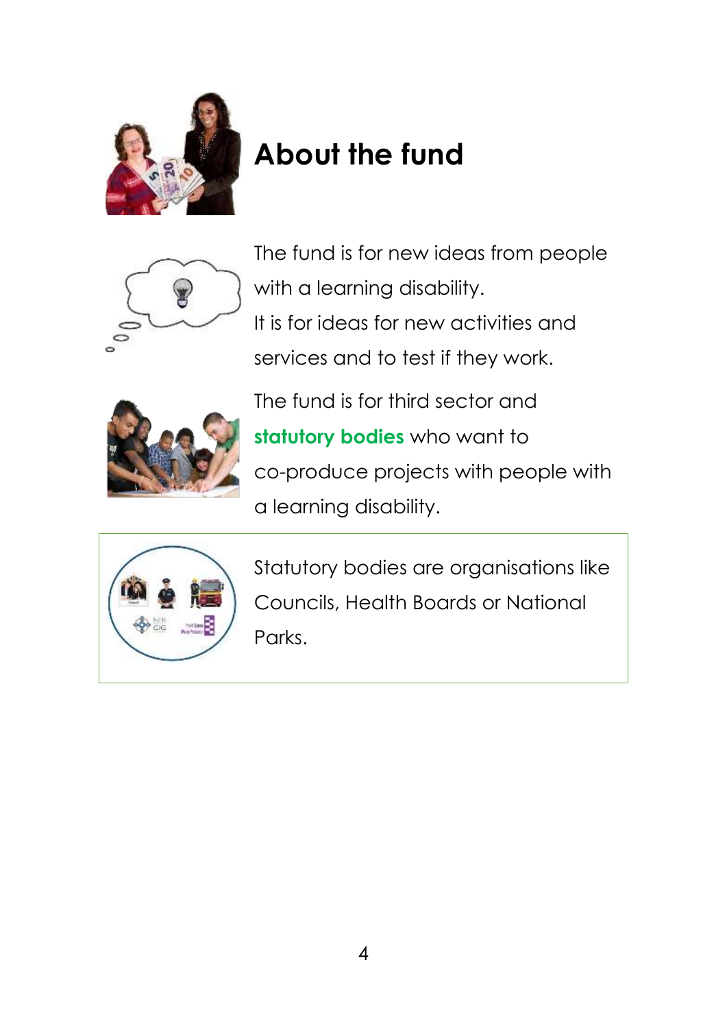# About the fund

The fund is for new ideas from people with a learning disability.
It is for ideas for new activities and services and to test if they work.

The fund is for third sector and **statutory bodies** who want to co-produce projects with people with a learning disability.

Statutory bodies are organisations like Councils, Health Boards or National Parks.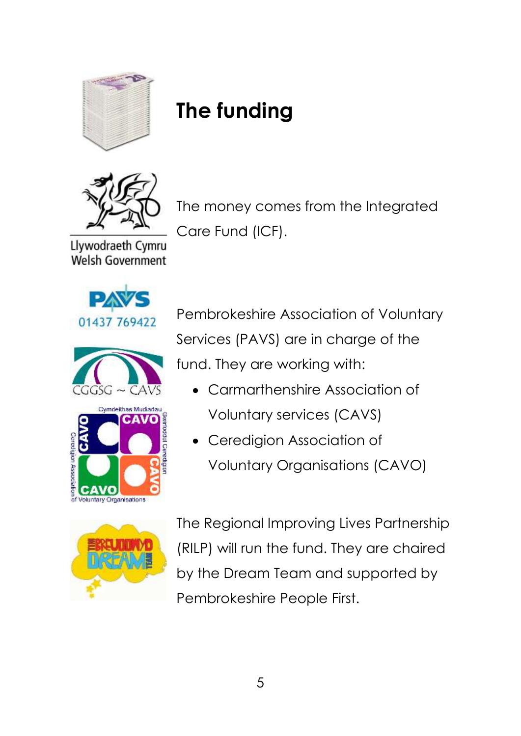# The funding

The money comes from the Integrated Care Fund (ICF).

Pembrokeshire Association of Voluntary Services (PAVS) are in charge of the fund. They are working with:

- Carmarthenshire Association of Voluntary services (CAVS)
- Ceredigion Association of Voluntary Organisations (CAVO)

The Regional Improving Lives Partnership (RILP) will run the fund. They are chaired by the Dream Team and supported by Pembrokeshire People First.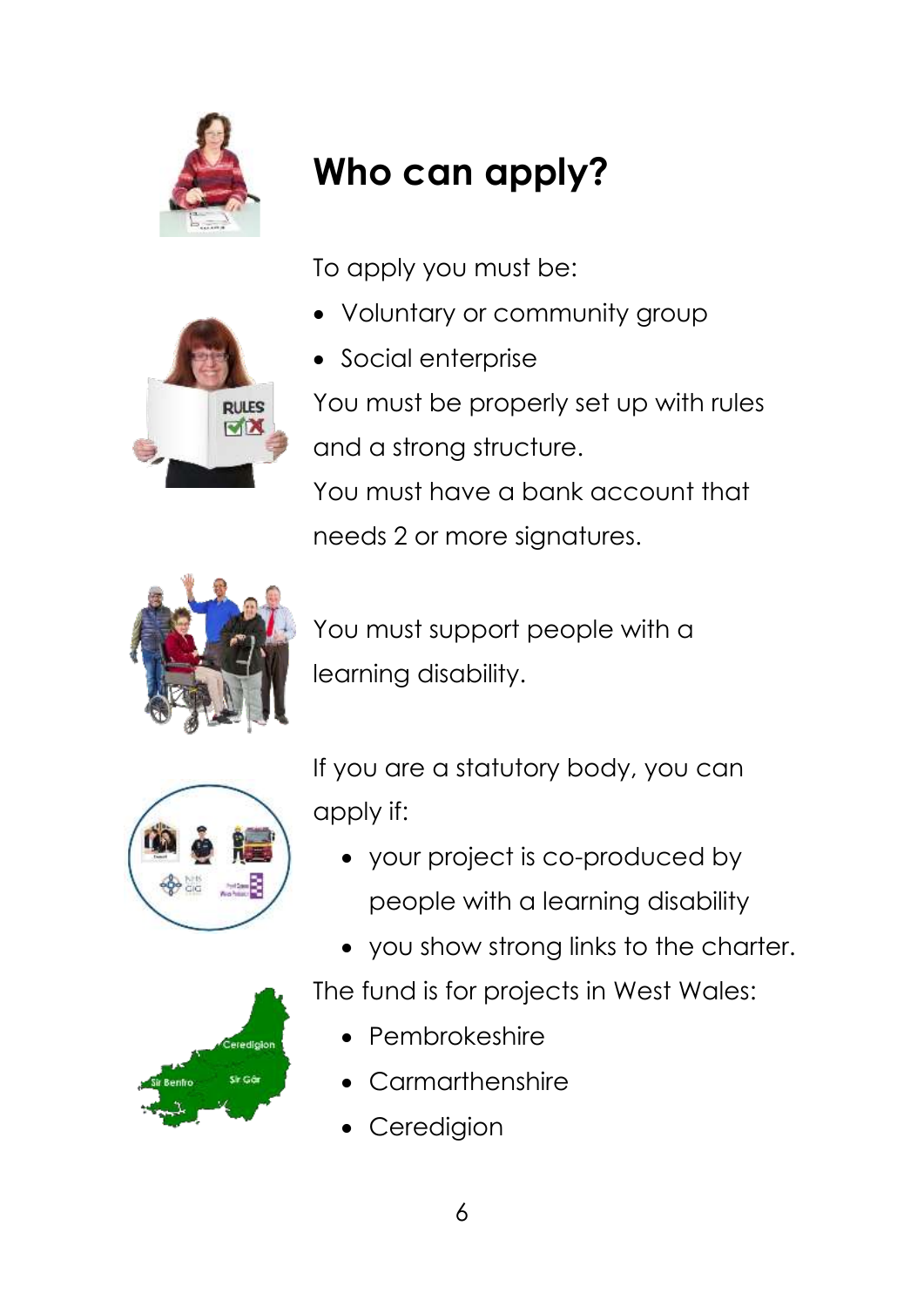# Who can apply?

To apply you must be:

- Voluntary or community group
- Social enterprise

You must be properly set up with rules and a strong structure.

You must have a bank account that needs 2 or more signatures.

You must support people with a learning disability.

If you are a statutory body, you can apply if:

- your project is co-produced by people with a learning disability
- you show strong links to the charter.

The fund is for projects in West Wales:

- Pembrokeshire
- Carmarthenshire
- Ceredigion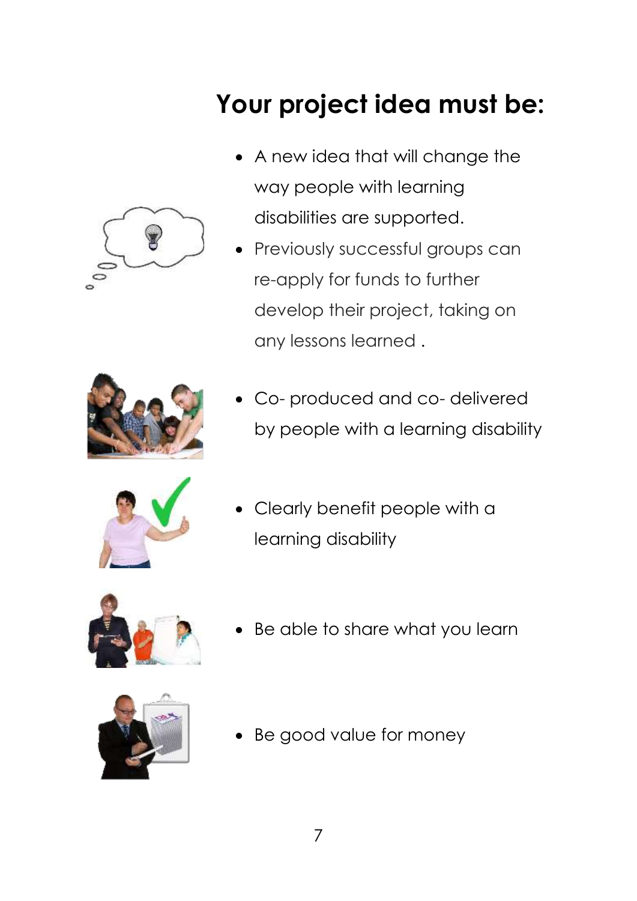## Your project idea must be:

- A new idea that will change the way people with learning disabilities are supported.
- Previously successful groups can re-apply for funds to further develop their project, taking on any lessons learned .
- Co- produced and co- delivered by people with a learning disability
- Clearly benefit people with a learning disability
- Be able to share what you learn
- Be good value for money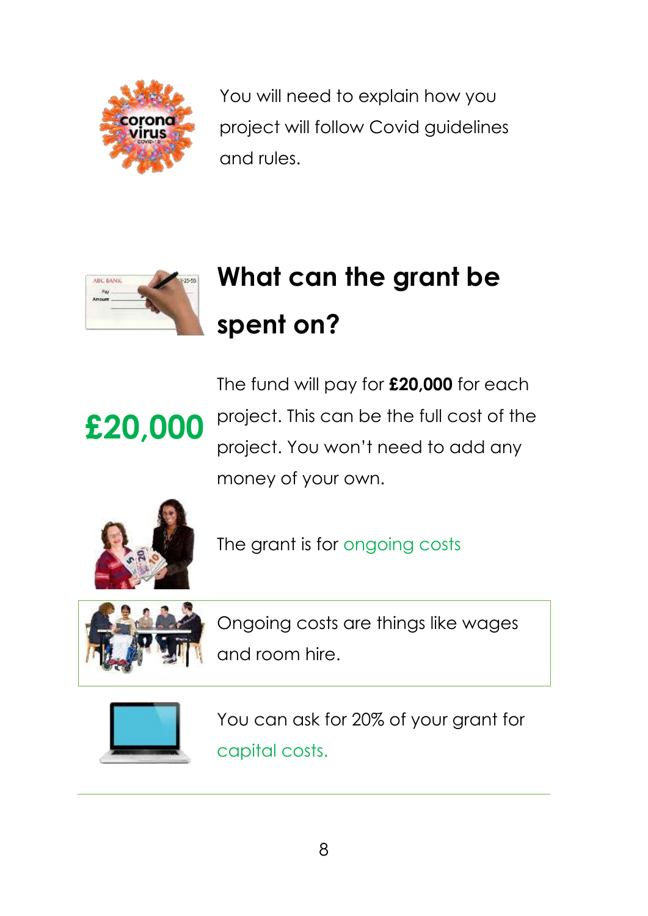You will need to explain how you project will follow Covid guidelines and rules.

## What can the grant be spent on?

£20,000

The fund will pay for **£20,000** for each project. This can be the full cost of the project. You won't need to add any money of your own.

The grant is for ongoing costs

Ongoing costs are things like wages and room hire.

You can ask for 20% of your grant for capital costs.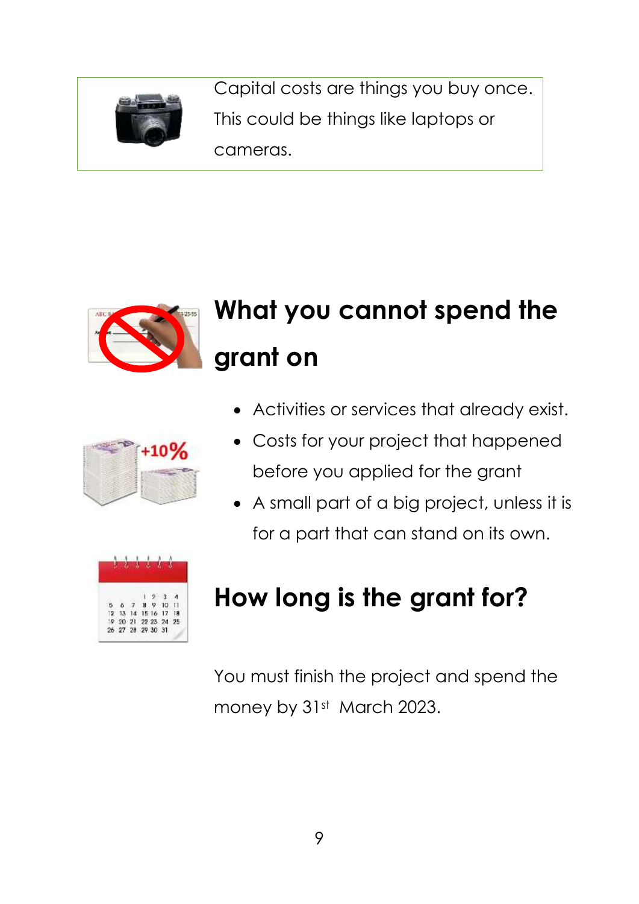Capital costs are things you buy once. This could be things like laptops or cameras.

## What you cannot spend the grant on

- Activities or services that already exist.
- Costs for your project that happened before you applied for the grant
- A small part of a big project, unless it is for a part that can stand on its own.

## How long is the grant for?

You must finish the project and spend the money by 31st March 2023.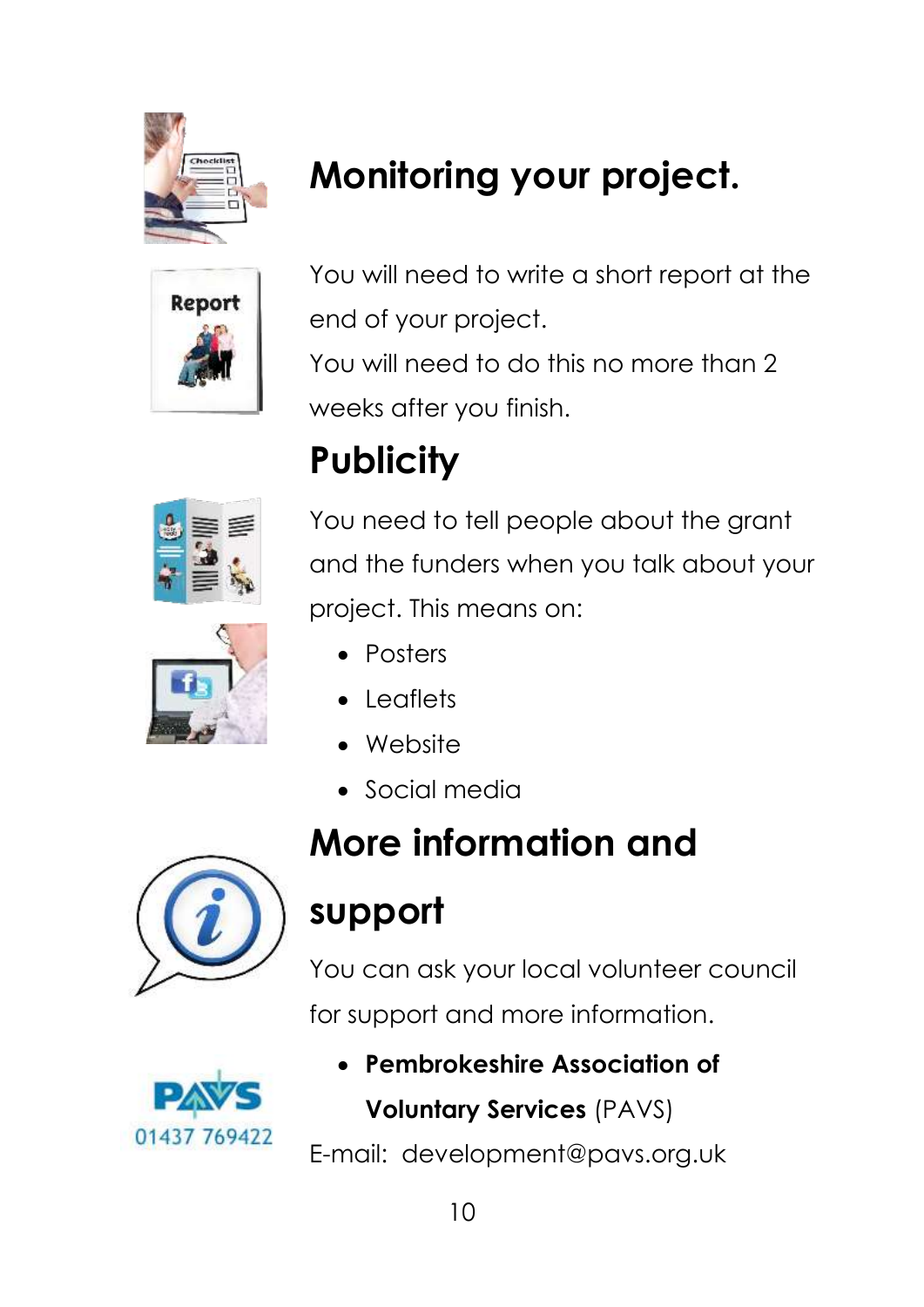## Monitoring your project.

You will need to write a short report at the end of your project.

You will need to do this no more than 2 weeks after you finish.

## Publicity

You need to tell people about the grant and the funders when you talk about your project. This means on:

- Posters
- Leaflets
- Website
- Social media

## More information and support

You can ask your local volunteer council for support and more information.

- **Pembrokeshire Association of Voluntary Services** (PAVS)

E-mail: development@pavs.org.uk

PAVS 01437 769422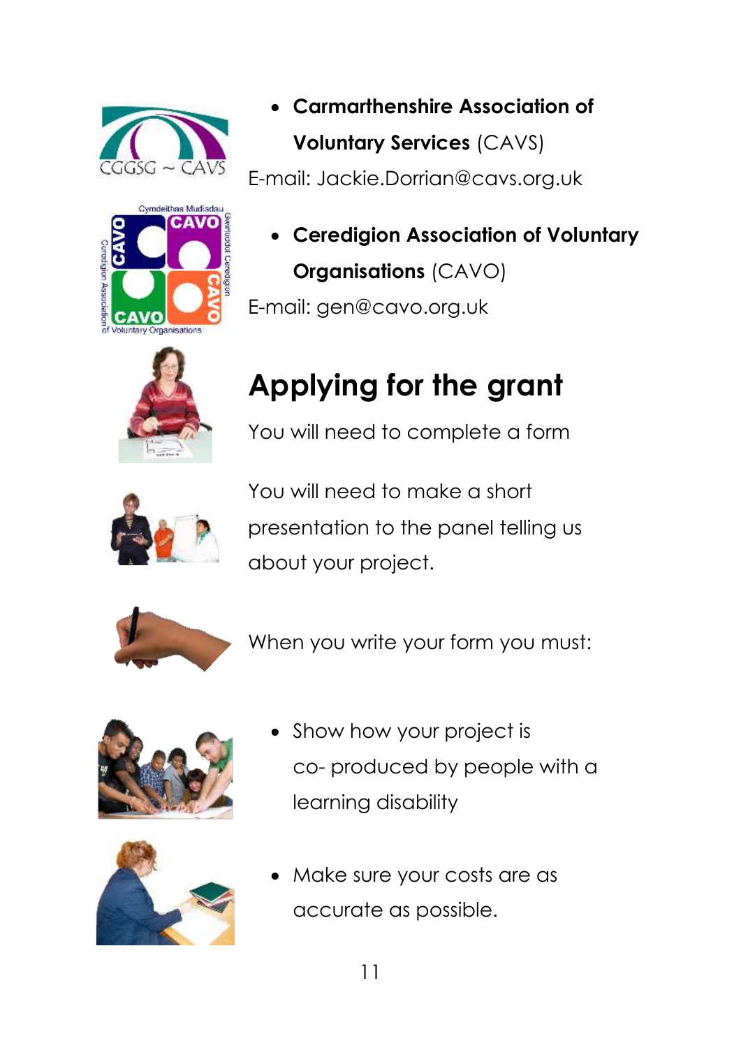- **Carmarthenshire Association of Voluntary Services** (CAVS)

E-mail: Jackie.Dorrian@cavs.org.uk

- **Ceredigion Association of Voluntary Organisations** (CAVO)

E-mail: gen@cavo.org.uk

## Applying for the grant

You will need to complete a form

You will need to make a short presentation to the panel telling us about your project.

When you write your form you must:

- Show how your project is co- produced by people with a learning disability

- Make sure your costs are as accurate as possible.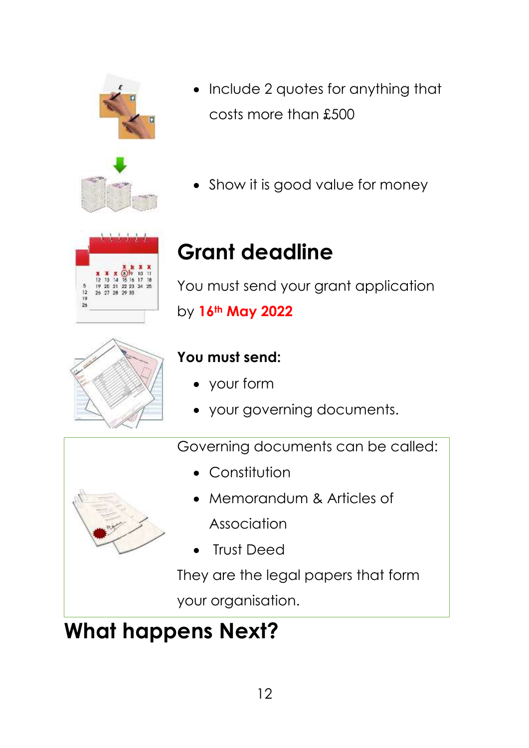- Include 2 quotes for anything that costs more than £500

- Show it is good value for money

## Grant deadline

You must send your grant application by **16th May 2022**

**You must send:**

- your form
- your governing documents.

Governing documents can be called:

- Constitution
- Memorandum & Articles of Association
- Trust Deed

They are the legal papers that form your organisation.

# What happens Next?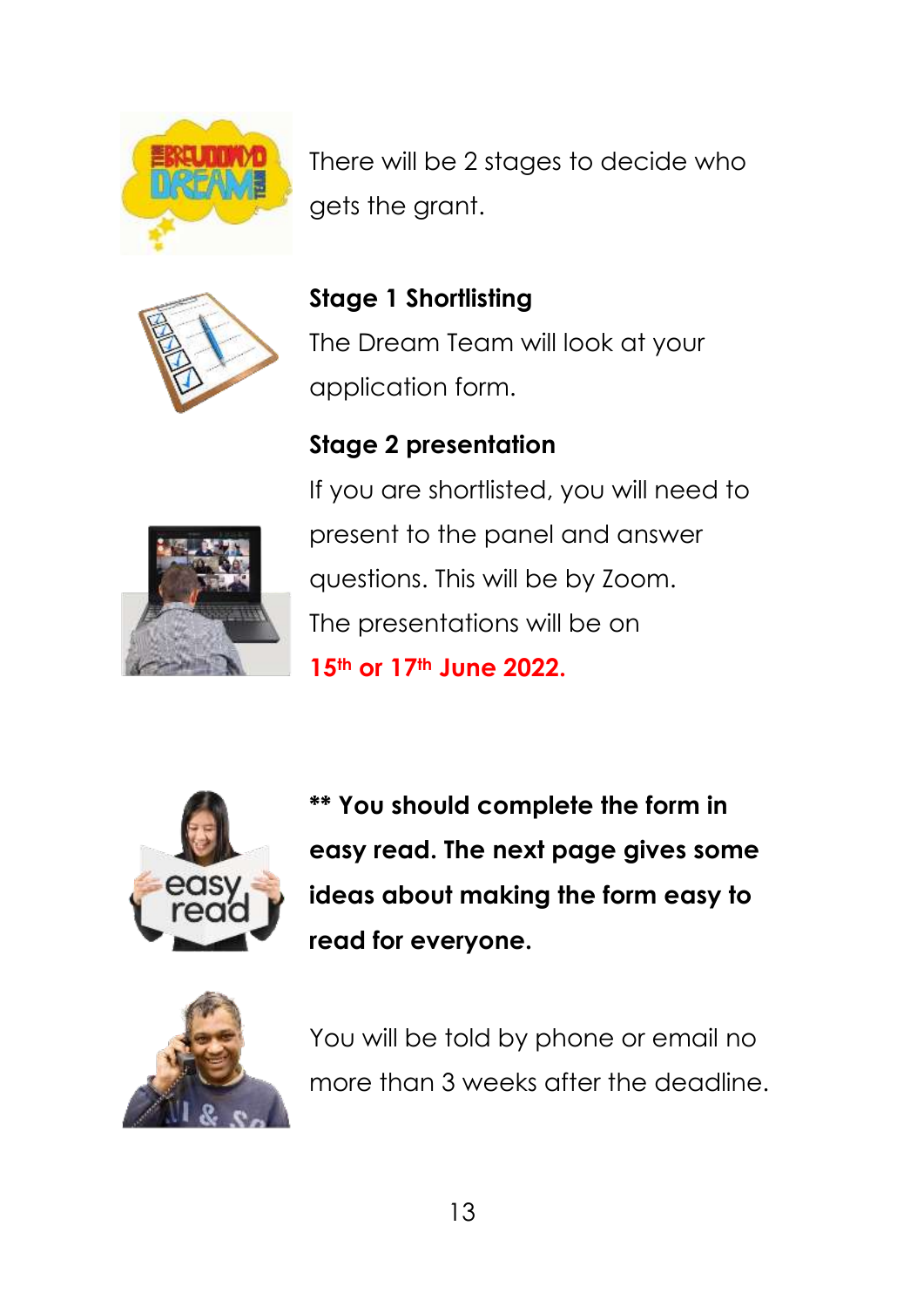There will be 2 stages to decide who gets the grant.

**Stage 1 Shortlisting**

The Dream Team will look at your application form.

**Stage 2 presentation**

If you are shortlisted, you will need to present to the panel and answer questions. This will be by Zoom.

The presentations will be on

**15th or 17th June 2022.**

**** You should complete the form in easy read. The next page gives some ideas about making the form easy to read for everyone.**

You will be told by phone or email no more than 3 weeks after the deadline.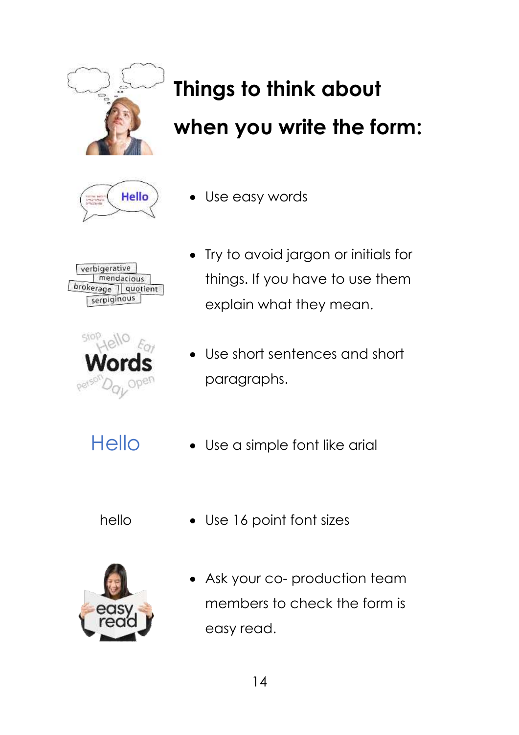# Things to think about when you write the form:

- Use easy words
- Try to avoid jargon or initials for things. If you have to use them explain what they mean.
- Use short sentences and short paragraphs.
- Use a simple font like arial
- Use 16 point font sizes
- Ask your co- production team members to check the form is easy read.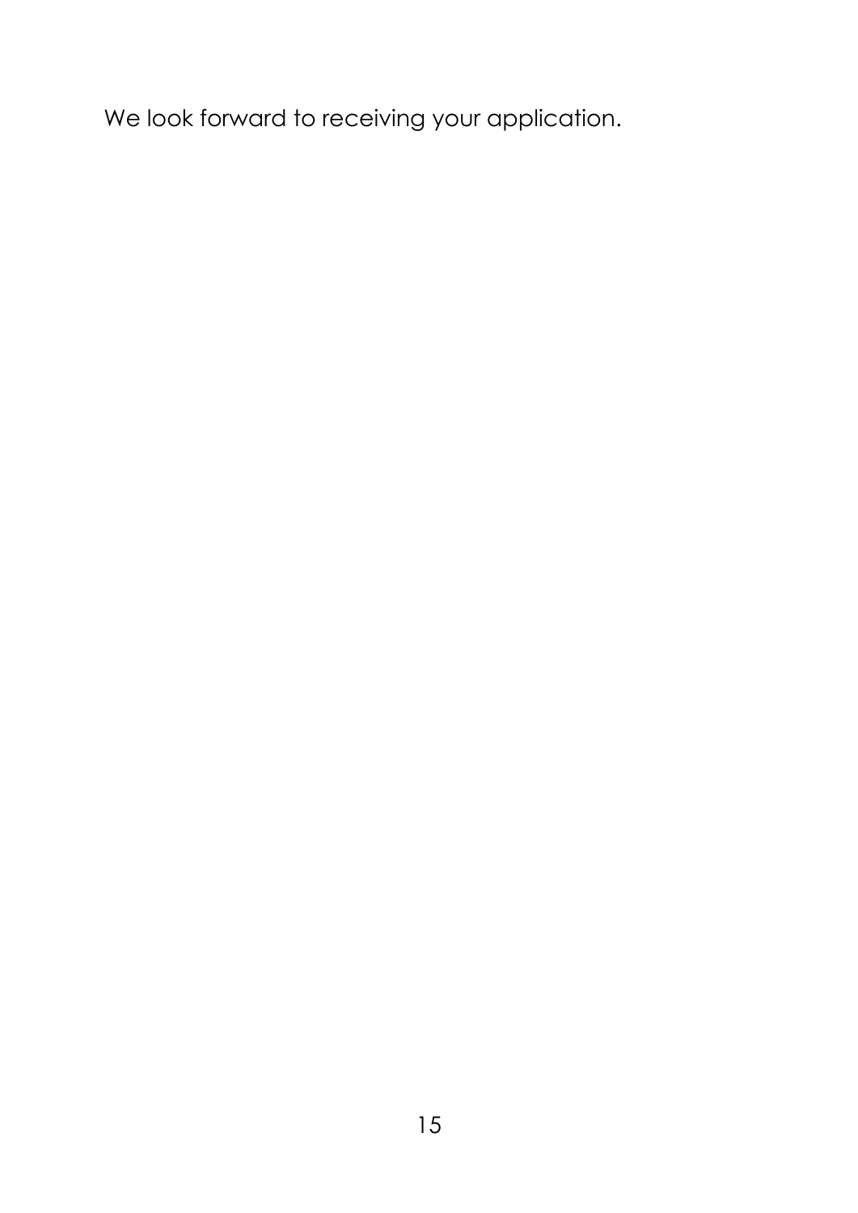We look forward to receiving your application.